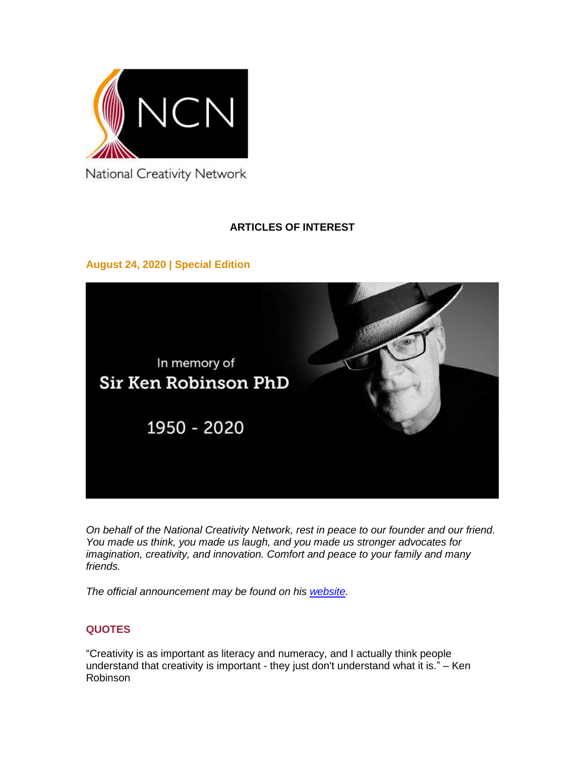NCN

National Creativity Network

## ARTICLES OF INTEREST

**August 24, 2020 | Special Edition**

In memory of
Sir Ken Robinson PhD
1950 - 2020

*On behalf of the National Creativity Network, rest in peace to our founder and our friend. You made us think, you made us laugh, and you made us stronger advocates for imagination, creativity, and innovation. Comfort and peace to your family and many friends.*

*The official announcement may be found on his [website](website).*

### QUOTES

"Creativity is as important as literacy and numeracy, and I actually think people understand that creativity is important - they just don't understand what it is." – Ken Robinson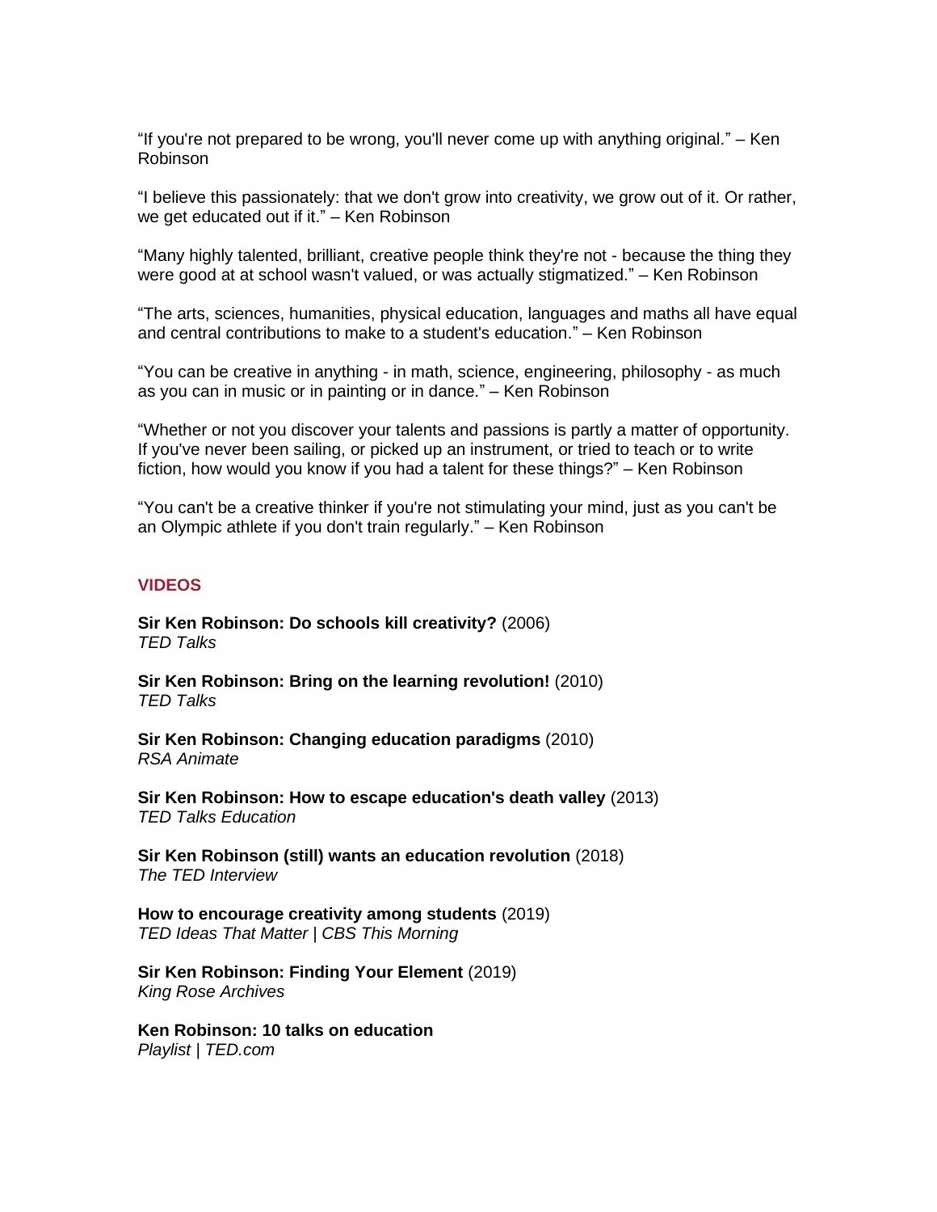“If you're not prepared to be wrong, you'll never come up with anything original.” – Ken Robinson

“I believe this passionately: that we don't grow into creativity, we grow out of it. Or rather, we get educated out if it.” – Ken Robinson

“Many highly talented, brilliant, creative people think they're not - because the thing they were good at at school wasn't valued, or was actually stigmatized.” – Ken Robinson

“The arts, sciences, humanities, physical education, languages and maths all have equal and central contributions to make to a student's education.” – Ken Robinson

“You can be creative in anything - in math, science, engineering, philosophy - as much as you can in music or in painting or in dance.” – Ken Robinson

“Whether or not you discover your talents and passions is partly a matter of opportunity. If you've never been sailing, or picked up an instrument, or tried to teach or to write fiction, how would you know if you had a talent for these things?” – Ken Robinson

“You can't be a creative thinker if you're not stimulating your mind, just as you can't be an Olympic athlete if you don't train regularly.” – Ken Robinson

## VIDEOS

**Sir Ken Robinson: Do schools kill creativity?** (2006)
*TED Talks*

**Sir Ken Robinson: Bring on the learning revolution!** (2010)
*TED Talks*

**Sir Ken Robinson: Changing education paradigms** (2010)
*RSA Animate*

**Sir Ken Robinson: How to escape education's death valley** (2013)
*TED Talks Education*

**Sir Ken Robinson (still) wants an education revolution** (2018)
*The TED Interview*

**How to encourage creativity among students** (2019)
*TED Ideas That Matter | CBS This Morning*

**Sir Ken Robinson: Finding Your Element** (2019)
*King Rose Archives*

**Ken Robinson: 10 talks on education**
*Playlist | TED.com*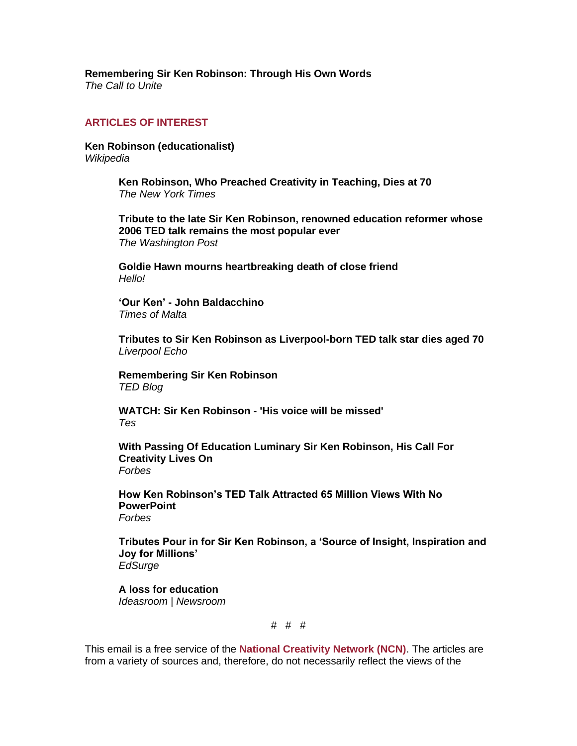**Remembering Sir Ken Robinson: Through His Own Words**
*The Call to Unite*

## ARTICLES OF INTEREST

**Ken Robinson (educationalist)**
*Wikipedia*

**Ken Robinson, Who Preached Creativity in Teaching, Dies at 70**
*The New York Times*

**Tribute to the late Sir Ken Robinson, renowned education reformer whose 2006 TED talk remains the most popular ever**
*The Washington Post*

**Goldie Hawn mourns heartbreaking death of close friend**
*Hello!*

**'Our Ken' - John Baldacchino**
*Times of Malta*

**Tributes to Sir Ken Robinson as Liverpool-born TED talk star dies aged 70**
*Liverpool Echo*

**Remembering Sir Ken Robinson**
*TED Blog*

**WATCH: Sir Ken Robinson - 'His voice will be missed'**
*Tes*

**With Passing Of Education Luminary Sir Ken Robinson, His Call For Creativity Lives On**
*Forbes*

**How Ken Robinson's TED Talk Attracted 65 Million Views With No PowerPoint**
*Forbes*

**Tributes Pour in for Sir Ken Robinson, a 'Source of Insight, Inspiration and Joy for Millions'**
*EdSurge*

**A loss for education**
*Ideasroom | Newsroom*

# # #

This email is a free service of the **National Creativity Network (NCN)**. The articles are from a variety of sources and, therefore, do not necessarily reflect the views of the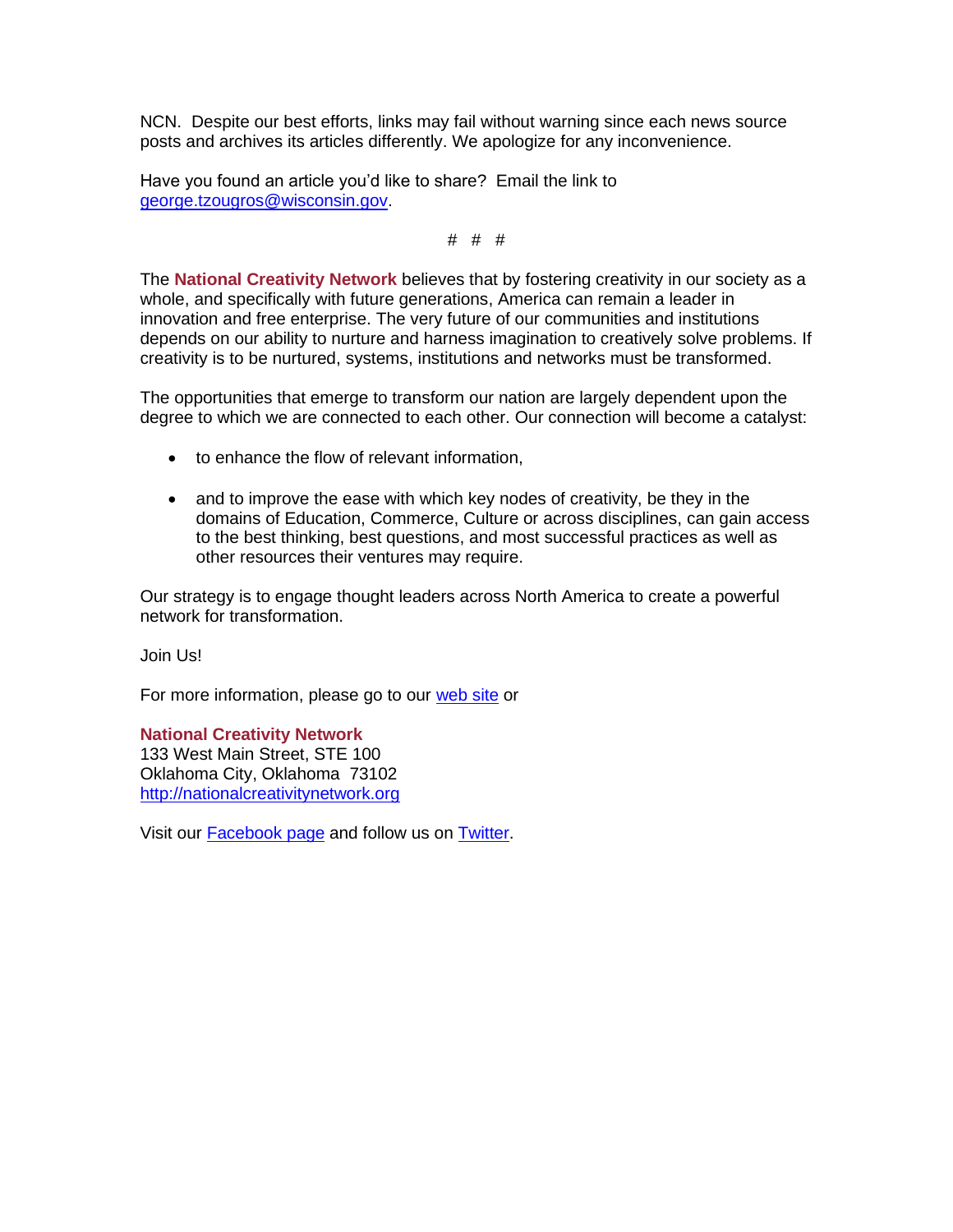NCN. Despite our best efforts, links may fail without warning since each news source posts and archives its articles differently. We apologize for any inconvenience.

Have you found an article you'd like to share? Email the link to george.tzougros@wisconsin.gov.

# # #

The **National Creativity Network** believes that by fostering creativity in our society as a whole, and specifically with future generations, America can remain a leader in innovation and free enterprise. The very future of our communities and institutions depends on our ability to nurture and harness imagination to creatively solve problems. If creativity is to be nurtured, systems, institutions and networks must be transformed.

The opportunities that emerge to transform our nation are largely dependent upon the degree to which we are connected to each other. Our connection will become a catalyst:

- to enhance the flow of relevant information,
- and to improve the ease with which key nodes of creativity, be they in the domains of Education, Commerce, Culture or across disciplines, can gain access to the best thinking, best questions, and most successful practices as well as other resources their ventures may require.

Our strategy is to engage thought leaders across North America to create a powerful network for transformation.

Join Us!

For more information, please go to our web site or

**National Creativity Network**
133 West Main Street, STE 100
Oklahoma City, Oklahoma 73102
http://nationalcreativitynetwork.org

Visit our Facebook page and follow us on Twitter.